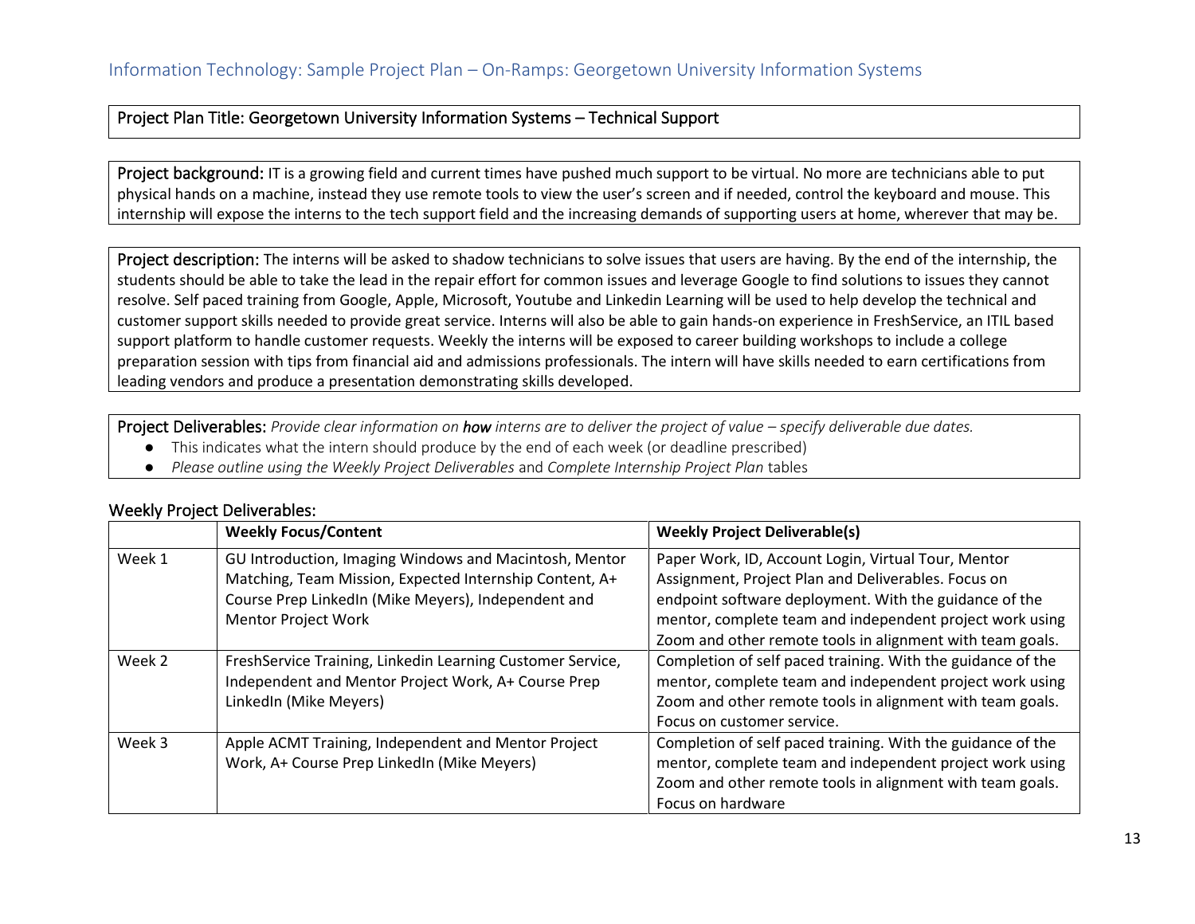## Information Technology: Sample Project Plan – On-Ramps: Georgetown University Information Systems

Project Plan Title: Georgetown University Information Systems – Technical Support

Project background: IT is a growing field and current times have pushed much support to be virtual. No more are technicians able to put physical hands on a machine, instead they use remote tools to view the user's screen and if needed, control the keyboard and mouse. This internship will expose the interns to the tech support field and the increasing demands of supporting users at home, wherever that may be.

Project description: The interns will be asked to shadow technicians to solve issues that users are having. By the end of the internship, the students should be able to take the lead in the repair effort for common issues and leverage Google to find solutions to issues they cannot resolve. Self paced training from Google, Apple, Microsoft, Youtube and Linkedin Learning will be used to help develop the technical and customer support skills needed to provide great service. Interns will also be able to gain hands-on experience in FreshService, an ITIL based support platform to handle customer requests. Weekly the interns will be exposed to career building workshops to include a college preparation session with tips from financial aid and admissions professionals. The intern will have skills needed to earn certifications from leading vendors and produce a presentation demonstrating skills developed.

Project Deliverables: *Provide clear information on **how** interns are to deliver the project of value – specify deliverable due dates.*

- This indicates what the intern should produce by the end of each week (or deadline prescribed)
- *Please outline using the Weekly Project Deliverables* and *Complete Internship Project Plan* tables

Weekly Project Deliverables:

| | **Weekly Focus/Content** | **Weekly Project Deliverable(s)** |
|---|---|---|
| Week 1 | GU Introduction, Imaging Windows and Macintosh, Mentor Matching, Team Mission, Expected Internship Content, A+ Course Prep LinkedIn (Mike Meyers), Independent and Mentor Project Work | Paper Work, ID, Account Login, Virtual Tour, Mentor Assignment, Project Plan and Deliverables. Focus on endpoint software deployment. With the guidance of the mentor, complete team and independent project work using Zoom and other remote tools in alignment with team goals. |
| Week 2 | FreshService Training, Linkedin Learning Customer Service, Independent and Mentor Project Work, A+ Course Prep LinkedIn (Mike Meyers) | Completion of self paced training. With the guidance of the mentor, complete team and independent project work using Zoom and other remote tools in alignment with team goals. Focus on customer service. |
| Week 3 | Apple ACMT Training, Independent and Mentor Project Work, A+ Course Prep LinkedIn (Mike Meyers) | Completion of self paced training. With the guidance of the mentor, complete team and independent project work using Zoom and other remote tools in alignment with team goals. Focus on hardware |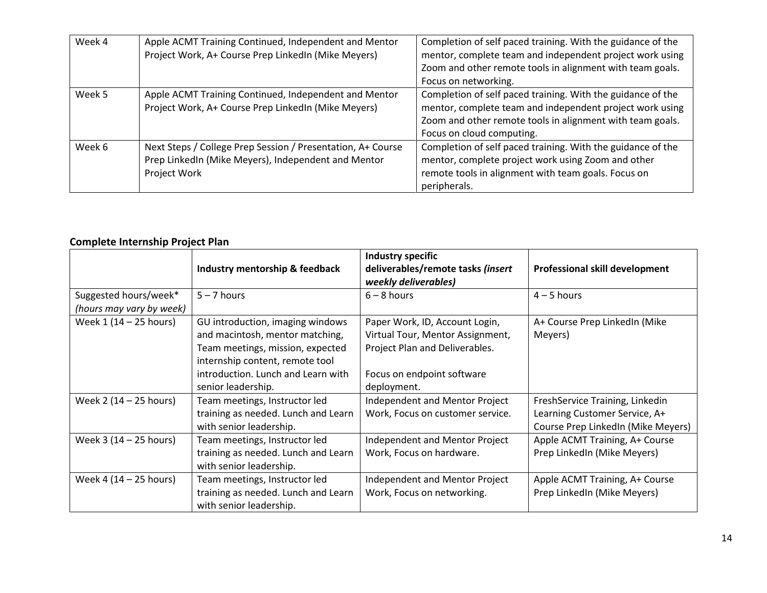| | | |
|---|---|---|
| Week 4 | Apple ACMT Training Continued, Independent and Mentor Project Work, A+ Course Prep LinkedIn (Mike Meyers) | Completion of self paced training. With the guidance of the mentor, complete team and independent project work using Zoom and other remote tools in alignment with team goals. Focus on networking. |
| Week 5 | Apple ACMT Training Continued, Independent and Mentor Project Work, A+ Course Prep LinkedIn (Mike Meyers) | Completion of self paced training. With the guidance of the mentor, complete team and independent project work using Zoom and other remote tools in alignment with team goals. Focus on cloud computing. |
| Week 6 | Next Steps / College Prep Session / Presentation, A+ Course Prep LinkedIn (Mike Meyers), Independent and Mentor Project Work | Completion of self paced training. With the guidance of the mentor, complete project work using Zoom and other remote tools in alignment with team goals. Focus on peripherals. |

**Complete Internship Project Plan**

| | Industry mentorship & feedback | Industry specific deliverables/remote tasks *(insert weekly deliverables)* | Professional skill development |
|---|---|---|---|
| Suggested hours/week* *(hours may vary by week)* | 5 – 7 hours | 6 – 8 hours | 4 – 5 hours |
| Week 1 (14 – 25 hours) | GU introduction, imaging windows and macintosh, mentor matching, Team meetings, mission, expected internship content, remote tool introduction. Lunch and Learn with senior leadership. | Paper Work, ID, Account Login, Virtual Tour, Mentor Assignment, Project Plan and Deliverables.<br><br>Focus on endpoint software deployment. | A+ Course Prep LinkedIn (Mike Meyers) |
| Week 2 (14 – 25 hours) | Team meetings, Instructor led training as needed. Lunch and Learn with senior leadership. | Independent and Mentor Project Work, Focus on customer service. | FreshService Training, Linkedin Learning Customer Service, A+ Course Prep LinkedIn (Mike Meyers) |
| Week 3 (14 – 25 hours) | Team meetings, Instructor led training as needed. Lunch and Learn with senior leadership. | Independent and Mentor Project Work, Focus on hardware. | Apple ACMT Training, A+ Course Prep LinkedIn (Mike Meyers) |
| Week 4 (14 – 25 hours) | Team meetings, Instructor led training as needed. Lunch and Learn with senior leadership. | Independent and Mentor Project Work, Focus on networking. | Apple ACMT Training, A+ Course Prep LinkedIn (Mike Meyers) |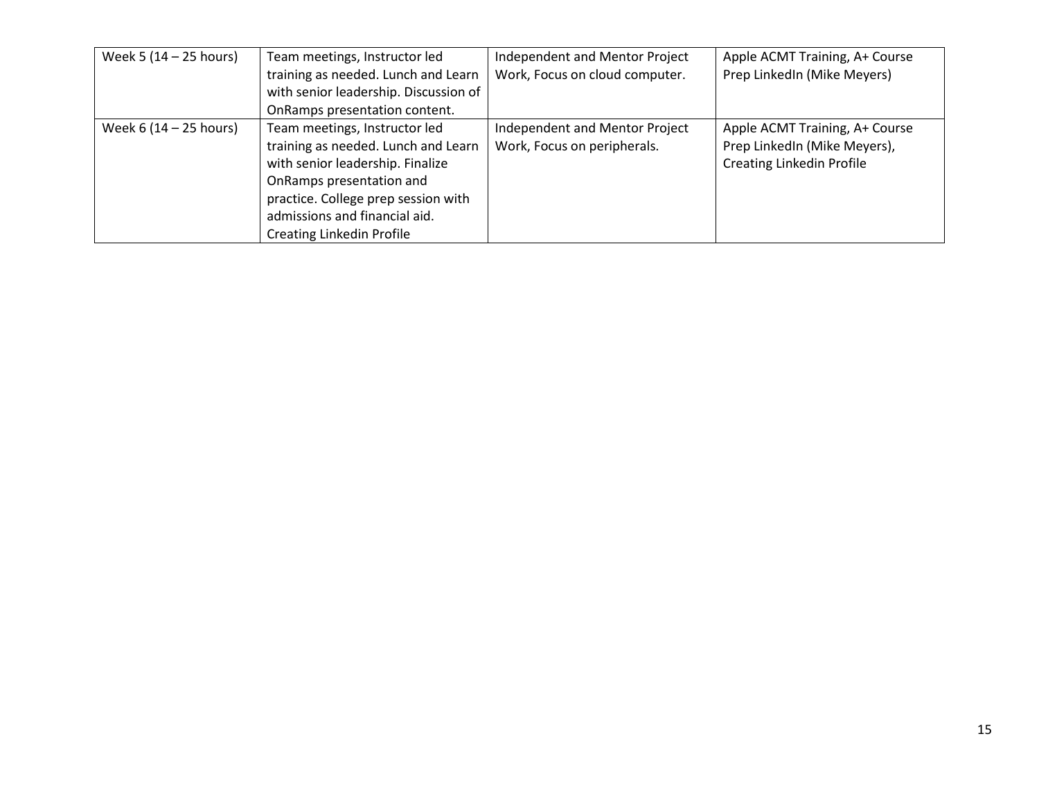| Week 5 (14 – 25 hours) | Team meetings, Instructor led training as needed. Lunch and Learn with senior leadership. Discussion of OnRamps presentation content. | Independent and Mentor Project Work, Focus on cloud computer. | Apple ACMT Training, A+ Course Prep LinkedIn (Mike Meyers) |
|---|---|---|---|
| Week 6 (14 – 25 hours) | Team meetings, Instructor led training as needed. Lunch and Learn with senior leadership. Finalize OnRamps presentation and practice. College prep session with admissions and financial aid. Creating Linkedin Profile | Independent and Mentor Project Work, Focus on peripherals. | Apple ACMT Training, A+ Course Prep LinkedIn (Mike Meyers), Creating Linkedin Profile |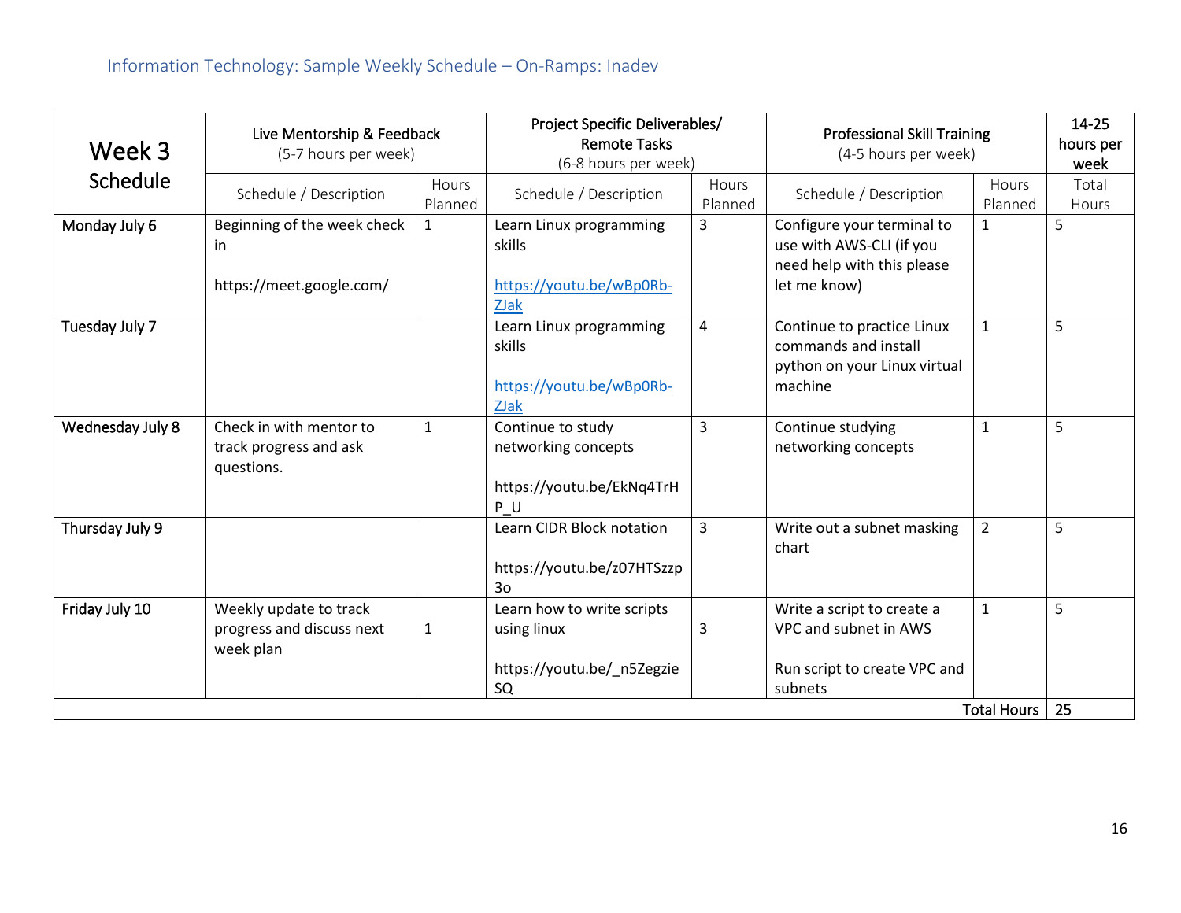Information Technology: Sample Weekly Schedule – On-Ramps: Inadev

| Week 3 Schedule | Live Mentorship & Feedback (5-7 hours per week) | | Project Specific Deliverables/ Remote Tasks (6-8 hours per week) | | Professional Skill Training (4-5 hours per week) | | 14-25 hours per week |
|---|---|---|---|---|---|---|---|
| | Schedule / Description | Hours Planned | Schedule / Description | Hours Planned | Schedule / Description | Hours Planned | Total Hours |
| Monday July 6 | Beginning of the week check in<br><br>https://meet.google.com/ | 1 | Learn Linux programming skills<br><br>https://youtu.be/wBp0Rb-ZJak | 3 | Configure your terminal to use with AWS-CLI (if you need help with this please let me know) | 1 | 5 |
| Tuesday July 7 | | | Learn Linux programming skills<br><br>https://youtu.be/wBp0Rb-ZJak | 4 | Continue to practice Linux commands and install python on your Linux virtual machine | 1 | 5 |
| Wednesday July 8 | Check in with mentor to track progress and ask questions. | 1 | Continue to study networking concepts<br><br>https://youtu.be/EkNq4TrHP_U | 3 | Continue studying networking concepts | 1 | 5 |
| Thursday July 9 | | | Learn CIDR Block notation<br><br>https://youtu.be/z07HTSzzp3o | 3 | Write out a subnet masking chart | 2 | 5 |
| Friday July 10 | Weekly update to track progress and discuss next week plan | 1 | Learn how to write scripts using linux<br><br>https://youtu.be/_n5ZegzieSQ | 3 | Write a script to create a VPC and subnet in AWS<br><br>Run script to create VPC and subnets | 1 | 5 |
| | | | | | | Total Hours | 25 |